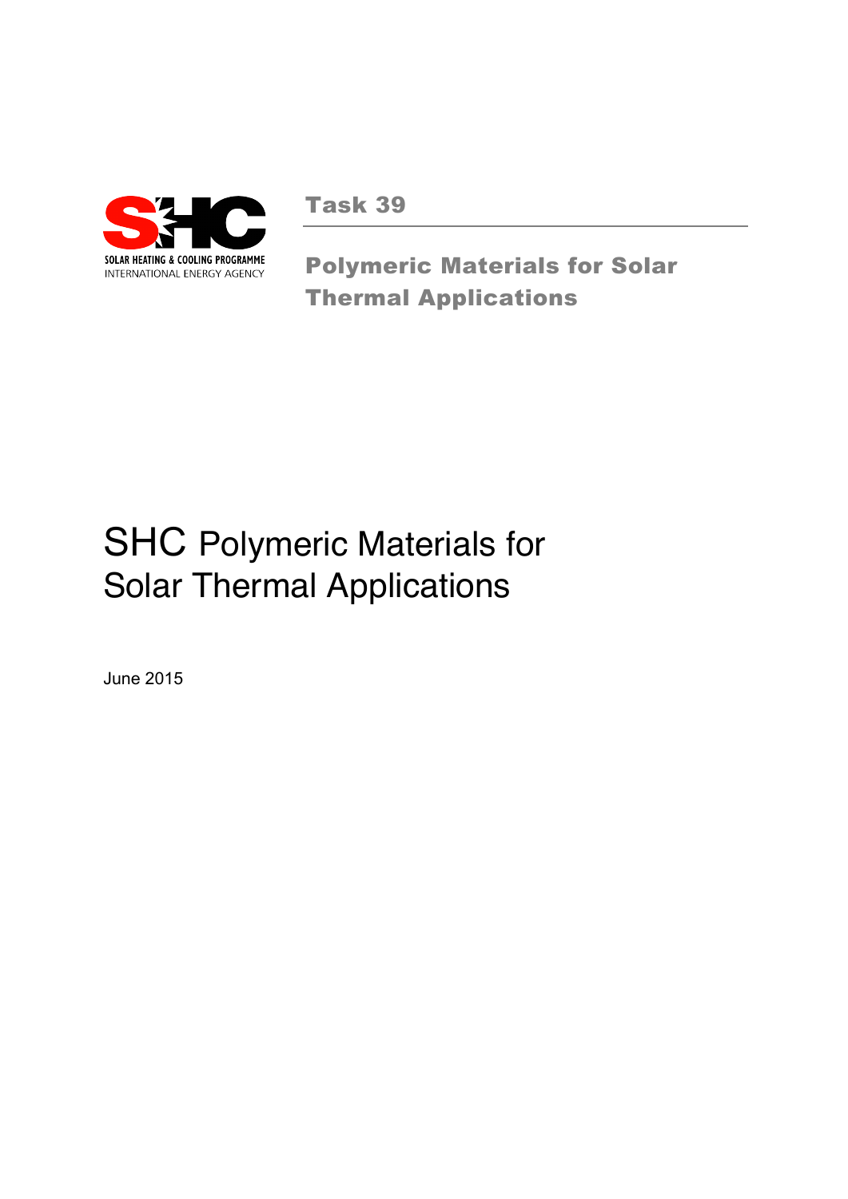SOLAR HEATING & COOLING PROGRAMME
INTERNATIONAL ENERGY AGENCY

**Task 39**

**Polymeric Materials for Solar Thermal Applications**

# SHC Polymeric Materials for Solar Thermal Applications

June 2015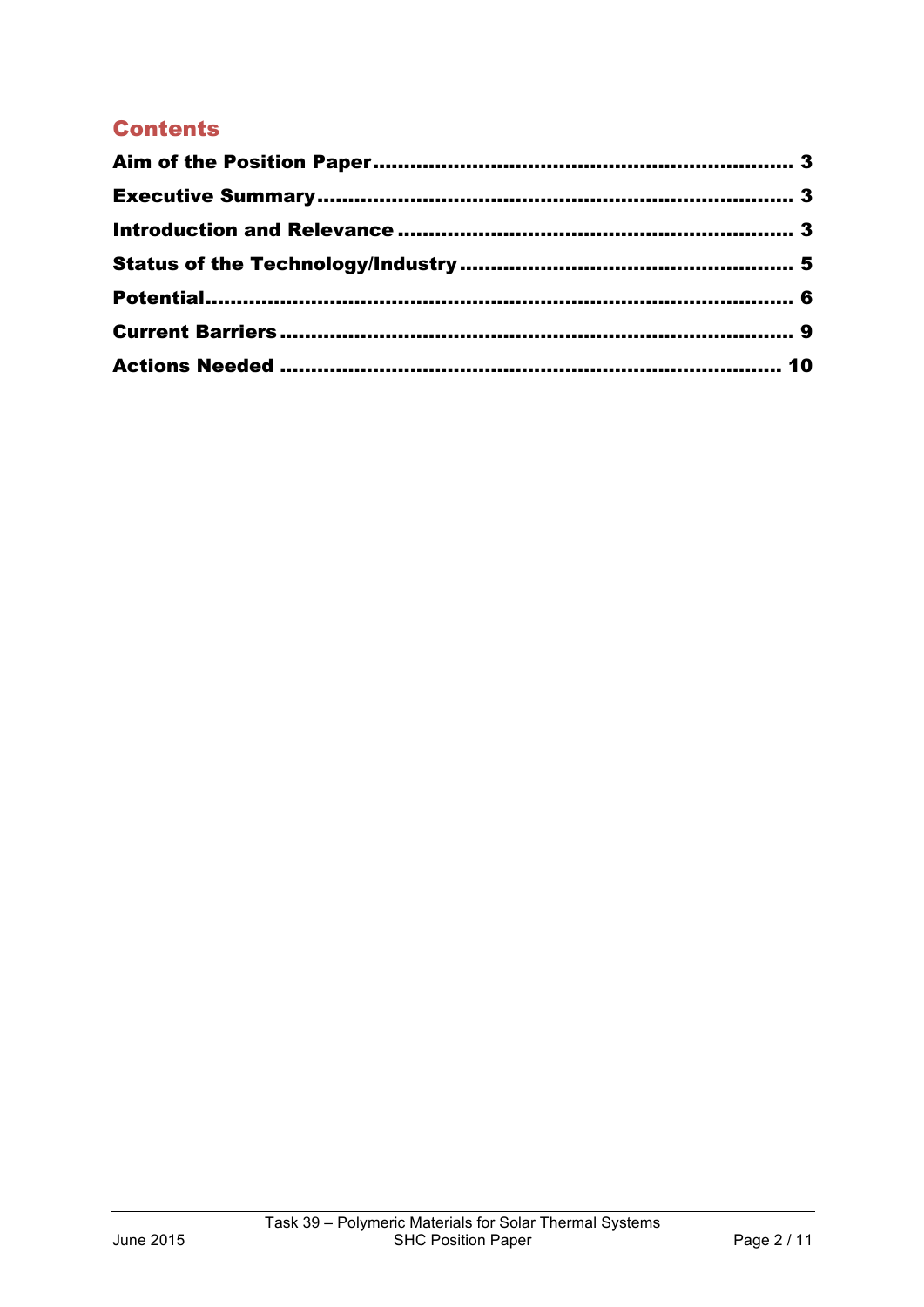## Contents

**Aim of the Position Paper** ........................................................................ **3**

**Executive Summary** ................................................................................ **3**

**Introduction and Relevance** .................................................................... **3**

**Status of the Technology/Industry** .......................................................... **5**

**Potential** .................................................................................................. **6**

**Current Barriers** ...................................................................................... **9**

**Actions Needed** ....................................................................................... **10**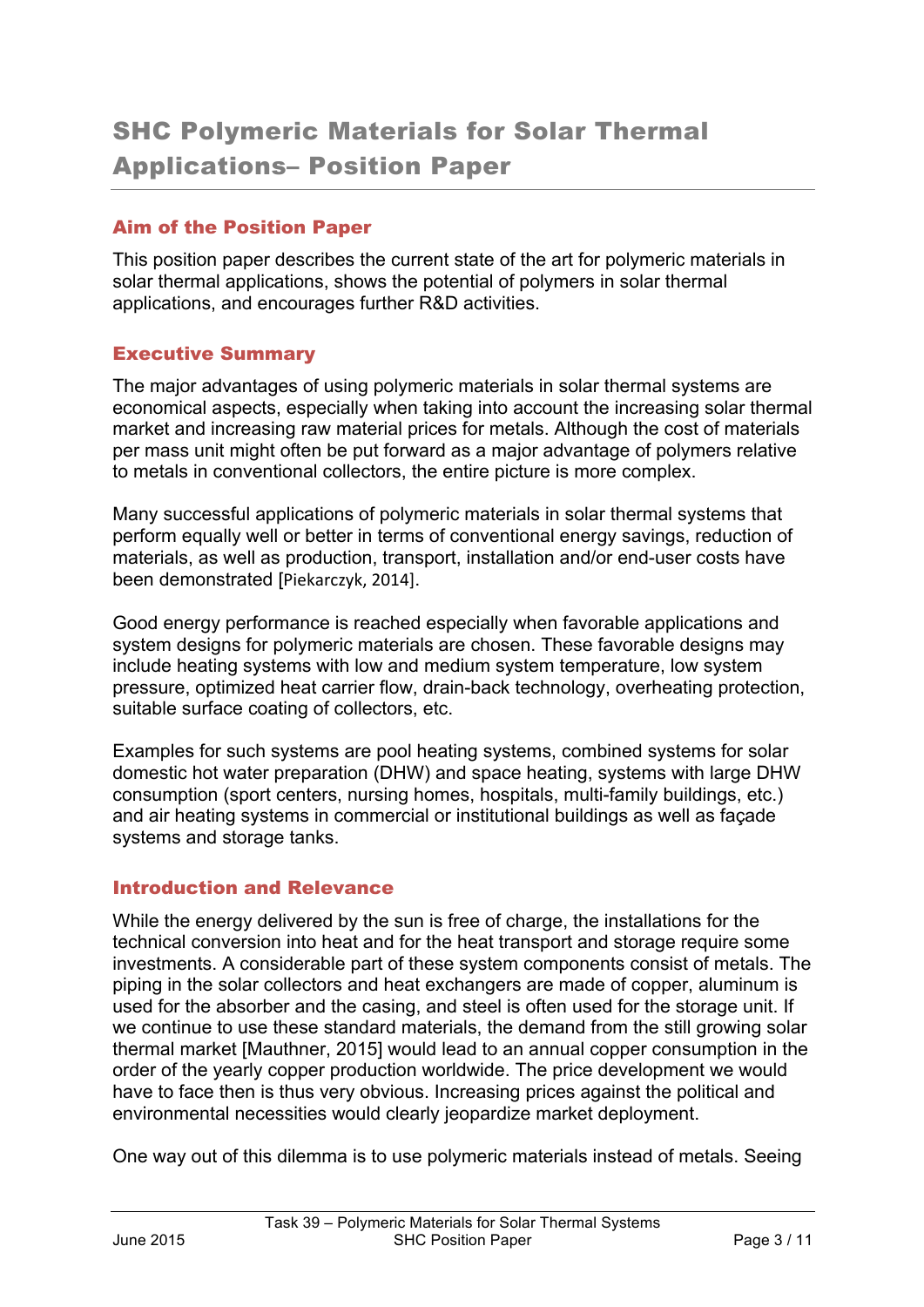# SHC Polymeric Materials for Solar Thermal Applications– Position Paper

## Aim of the Position Paper

This position paper describes the current state of the art for polymeric materials in solar thermal applications, shows the potential of polymers in solar thermal applications, and encourages further R&D activities.

## Executive Summary

The major advantages of using polymeric materials in solar thermal systems are economical aspects, especially when taking into account the increasing solar thermal market and increasing raw material prices for metals. Although the cost of materials per mass unit might often be put forward as a major advantage of polymers relative to metals in conventional collectors, the entire picture is more complex.

Many successful applications of polymeric materials in solar thermal systems that perform equally well or better in terms of conventional energy savings, reduction of materials, as well as production, transport, installation and/or end-user costs have been demonstrated [Piekarczyk, 2014].

Good energy performance is reached especially when favorable applications and system designs for polymeric materials are chosen. These favorable designs may include heating systems with low and medium system temperature, low system pressure, optimized heat carrier flow, drain-back technology, overheating protection, suitable surface coating of collectors, etc.

Examples for such systems are pool heating systems, combined systems for solar domestic hot water preparation (DHW) and space heating, systems with large DHW consumption (sport centers, nursing homes, hospitals, multi-family buildings, etc.) and air heating systems in commercial or institutional buildings as well as façade systems and storage tanks.

## Introduction and Relevance

While the energy delivered by the sun is free of charge, the installations for the technical conversion into heat and for the heat transport and storage require some investments. A considerable part of these system components consist of metals. The piping in the solar collectors and heat exchangers are made of copper, aluminum is used for the absorber and the casing, and steel is often used for the storage unit. If we continue to use these standard materials, the demand from the still growing solar thermal market [Mauthner, 2015] would lead to an annual copper consumption in the order of the yearly copper production worldwide. The price development we would have to face then is thus very obvious. Increasing prices against the political and environmental necessities would clearly jeopardize market deployment.

One way out of this dilemma is to use polymeric materials instead of metals. Seeing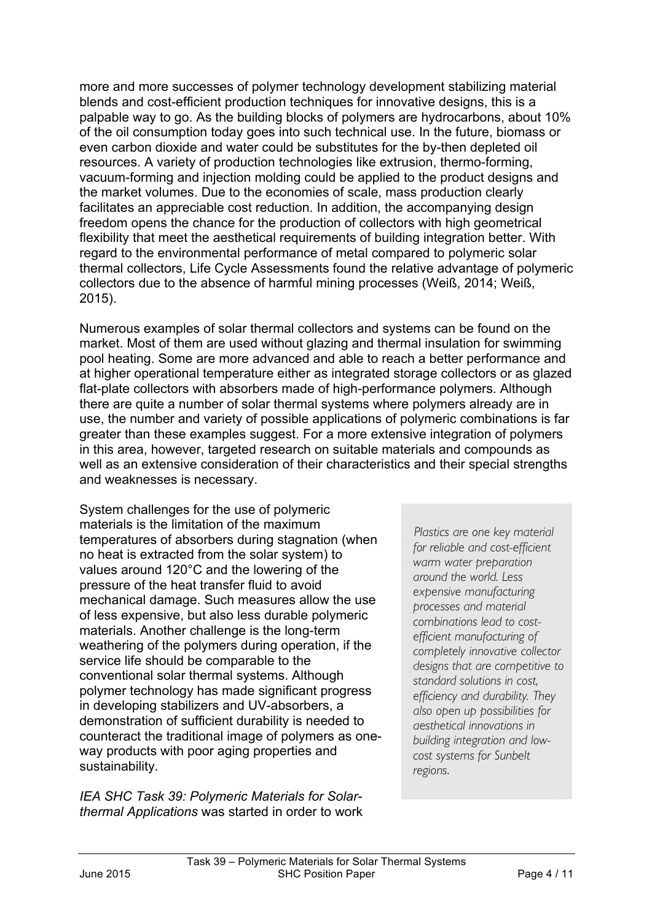more and more successes of polymer technology development stabilizing material blends and cost-efficient production techniques for innovative designs, this is a palpable way to go. As the building blocks of polymers are hydrocarbons, about 10% of the oil consumption today goes into such technical use. In the future, biomass or even carbon dioxide and water could be substitutes for the by-then depleted oil resources. A variety of production technologies like extrusion, thermo-forming, vacuum-forming and injection molding could be applied to the product designs and the market volumes. Due to the economies of scale, mass production clearly facilitates an appreciable cost reduction. In addition, the accompanying design freedom opens the chance for the production of collectors with high geometrical flexibility that meet the aesthetical requirements of building integration better. With regard to the environmental performance of metal compared to polymeric solar thermal collectors, Life Cycle Assessments found the relative advantage of polymeric collectors due to the absence of harmful mining processes (Weiß, 2014; Weiß, 2015).

Numerous examples of solar thermal collectors and systems can be found on the market. Most of them are used without glazing and thermal insulation for swimming pool heating. Some are more advanced and able to reach a better performance and at higher operational temperature either as integrated storage collectors or as glazed flat-plate collectors with absorbers made of high-performance polymers. Although there are quite a number of solar thermal systems where polymers already are in use, the number and variety of possible applications of polymeric combinations is far greater than these examples suggest. For a more extensive integration of polymers in this area, however, targeted research on suitable materials and compounds as well as an extensive consideration of their characteristics and their special strengths and weaknesses is necessary.

System challenges for the use of polymeric materials is the limitation of the maximum temperatures of absorbers during stagnation (when no heat is extracted from the solar system) to values around 120°C and the lowering of the pressure of the heat transfer fluid to avoid mechanical damage. Such measures allow the use of less expensive, but also less durable polymeric materials. Another challenge is the long-term weathering of the polymers during operation, if the service life should be comparable to the conventional solar thermal systems. Although polymer technology has made significant progress in developing stabilizers and UV-absorbers, a demonstration of sufficient durability is needed to counteract the traditional image of polymers as one-way products with poor aging properties and sustainability.

> *Plastics are one key material for reliable and cost-efficient warm water preparation around the world. Less expensive manufacturing processes and material combinations lead to cost-efficient manufacturing of completely innovative collector designs that are competitive to standard solutions in cost, efficiency and durability. They also open up possibilities for aesthetical innovations in building integration and low-cost systems for Sunbelt regions.*

*IEA SHC Task 39: Polymeric Materials for Solar-thermal Applications* was started in order to work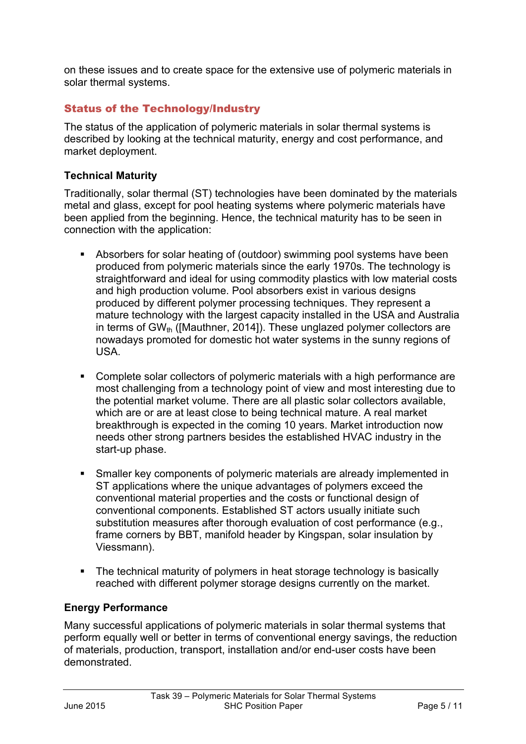on these issues and to create space for the extensive use of polymeric materials in solar thermal systems.

## Status of the Technology/Industry

The status of the application of polymeric materials in solar thermal systems is described by looking at the technical maturity, energy and cost performance, and market deployment.

### Technical Maturity

Traditionally, solar thermal (ST) technologies have been dominated by the materials metal and glass, except for pool heating systems where polymeric materials have been applied from the beginning. Hence, the technical maturity has to be seen in connection with the application:

- Absorbers for solar heating of (outdoor) swimming pool systems have been produced from polymeric materials since the early 1970s. The technology is straightforward and ideal for using commodity plastics with low material costs and high production volume. Pool absorbers exist in various designs produced by different polymer processing techniques. They represent a mature technology with the largest capacity installed in the USA and Australia in terms of $GW_{th}$ ([Mauthner, 2014]). These unglazed polymer collectors are nowadays promoted for domestic hot water systems in the sunny regions of USA.

- Complete solar collectors of polymeric materials with a high performance are most challenging from a technology point of view and most interesting due to the potential market volume. There are all plastic solar collectors available, which are or are at least close to being technical mature. A real market breakthrough is expected in the coming 10 years. Market introduction now needs other strong partners besides the established HVAC industry in the start-up phase.

- Smaller key components of polymeric materials are already implemented in ST applications where the unique advantages of polymers exceed the conventional material properties and the costs or functional design of conventional components. Established ST actors usually initiate such substitution measures after thorough evaluation of cost performance (e.g., frame corners by BBT, manifold header by Kingspan, solar insulation by Viessmann).

- The technical maturity of polymers in heat storage technology is basically reached with different polymer storage designs currently on the market.

### Energy Performance

Many successful applications of polymeric materials in solar thermal systems that perform equally well or better in terms of conventional energy savings, the reduction of materials, production, transport, installation and/or end-user costs have been demonstrated.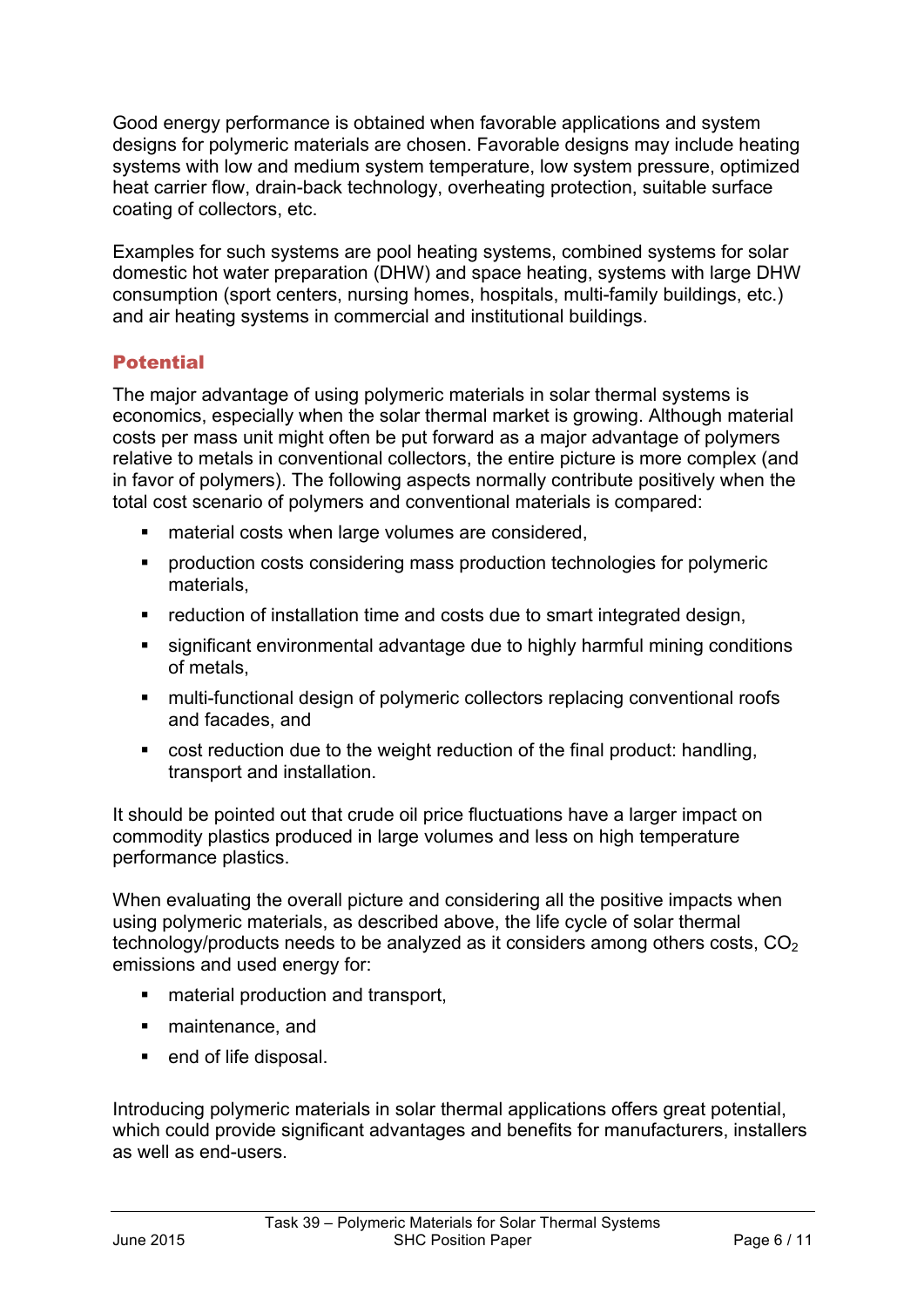Good energy performance is obtained when favorable applications and system designs for polymeric materials are chosen. Favorable designs may include heating systems with low and medium system temperature, low system pressure, optimized heat carrier flow, drain-back technology, overheating protection, suitable surface coating of collectors, etc.

Examples for such systems are pool heating systems, combined systems for solar domestic hot water preparation (DHW) and space heating, systems with large DHW consumption (sport centers, nursing homes, hospitals, multi-family buildings, etc.) and air heating systems in commercial and institutional buildings.

## Potential

The major advantage of using polymeric materials in solar thermal systems is economics, especially when the solar thermal market is growing. Although material costs per mass unit might often be put forward as a major advantage of polymers relative to metals in conventional collectors, the entire picture is more complex (and in favor of polymers). The following aspects normally contribute positively when the total cost scenario of polymers and conventional materials is compared:

- material costs when large volumes are considered,
- production costs considering mass production technologies for polymeric materials,
- reduction of installation time and costs due to smart integrated design,
- significant environmental advantage due to highly harmful mining conditions of metals,
- multi-functional design of polymeric collectors replacing conventional roofs and facades, and
- cost reduction due to the weight reduction of the final product: handling, transport and installation.

It should be pointed out that crude oil price fluctuations have a larger impact on commodity plastics produced in large volumes and less on high temperature performance plastics.

When evaluating the overall picture and considering all the positive impacts when using polymeric materials, as described above, the life cycle of solar thermal technology/products needs to be analyzed as it considers among others costs, $CO_2$ emissions and used energy for:

- material production and transport,
- maintenance, and
- end of life disposal.

Introducing polymeric materials in solar thermal applications offers great potential, which could provide significant advantages and benefits for manufacturers, installers as well as end-users.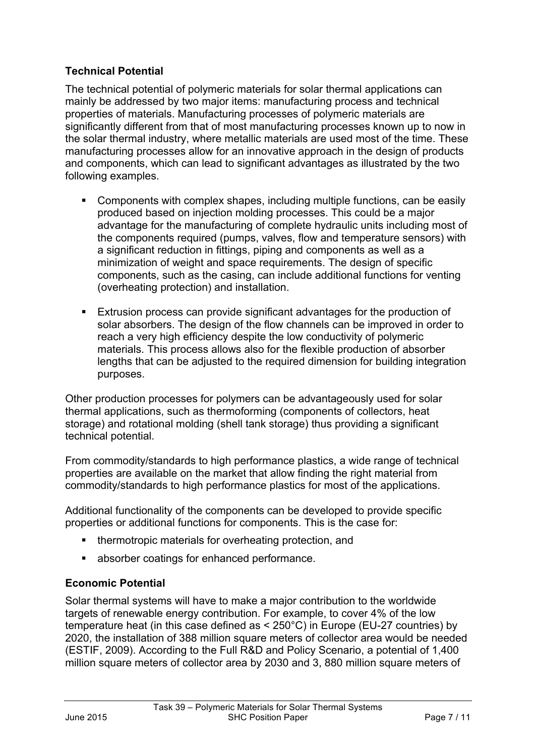### Technical Potential

The technical potential of polymeric materials for solar thermal applications can mainly be addressed by two major items: manufacturing process and technical properties of materials. Manufacturing processes of polymeric materials are significantly different from that of most manufacturing processes known up to now in the solar thermal industry, where metallic materials are used most of the time. These manufacturing processes allow for an innovative approach in the design of products and components, which can lead to significant advantages as illustrated by the two following examples.

- Components with complex shapes, including multiple functions, can be easily produced based on injection molding processes. This could be a major advantage for the manufacturing of complete hydraulic units including most of the components required (pumps, valves, flow and temperature sensors) with a significant reduction in fittings, piping and components as well as a minimization of weight and space requirements. The design of specific components, such as the casing, can include additional functions for venting (overheating protection) and installation.

- Extrusion process can provide significant advantages for the production of solar absorbers. The design of the flow channels can be improved in order to reach a very high efficiency despite the low conductivity of polymeric materials. This process allows also for the flexible production of absorber lengths that can be adjusted to the required dimension for building integration purposes.

Other production processes for polymers can be advantageously used for solar thermal applications, such as thermoforming (components of collectors, heat storage) and rotational molding (shell tank storage) thus providing a significant technical potential.

From commodity/standards to high performance plastics, a wide range of technical properties are available on the market that allow finding the right material from commodity/standards to high performance plastics for most of the applications.

Additional functionality of the components can be developed to provide specific properties or additional functions for components. This is the case for:

- thermotropic materials for overheating protection, and
- absorber coatings for enhanced performance.

### Economic Potential

Solar thermal systems will have to make a major contribution to the worldwide targets of renewable energy contribution. For example, to cover 4% of the low temperature heat (in this case defined as < 250°C) in Europe (EU-27 countries) by 2020, the installation of 388 million square meters of collector area would be needed (ESTIF, 2009). According to the Full R&D and Policy Scenario, a potential of 1,400 million square meters of collector area by 2030 and 3, 880 million square meters of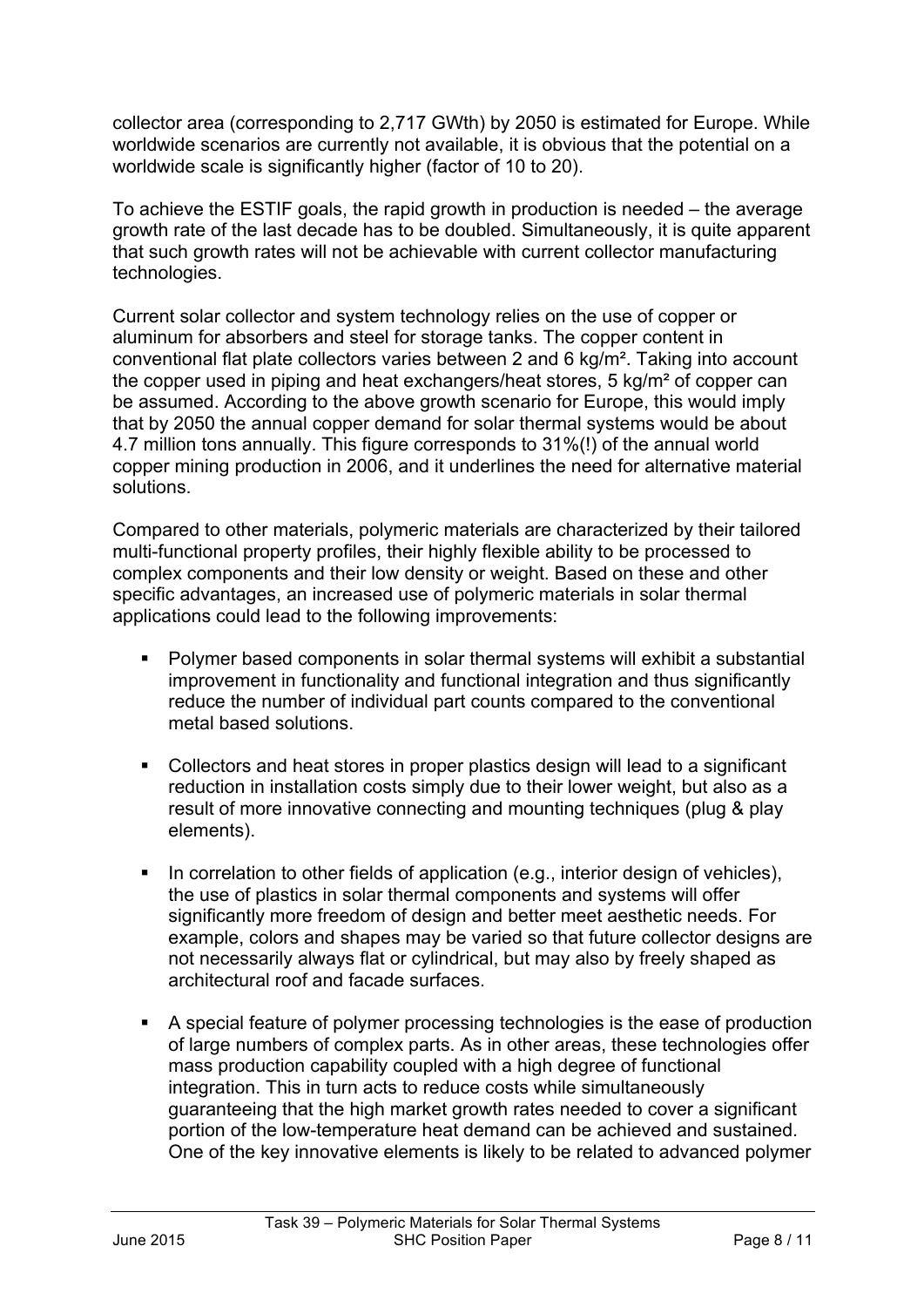collector area (corresponding to 2,717 GWth) by 2050 is estimated for Europe. While worldwide scenarios are currently not available, it is obvious that the potential on a worldwide scale is significantly higher (factor of 10 to 20).

To achieve the ESTIF goals, the rapid growth in production is needed – the average growth rate of the last decade has to be doubled. Simultaneously, it is quite apparent that such growth rates will not be achievable with current collector manufacturing technologies.

Current solar collector and system technology relies on the use of copper or aluminum for absorbers and steel for storage tanks. The copper content in conventional flat plate collectors varies between 2 and 6 kg/m². Taking into account the copper used in piping and heat exchangers/heat stores, 5 kg/m² of copper can be assumed. According to the above growth scenario for Europe, this would imply that by 2050 the annual copper demand for solar thermal systems would be about 4.7 million tons annually. This figure corresponds to 31%(!) of the annual world copper mining production in 2006, and it underlines the need for alternative material solutions.

Compared to other materials, polymeric materials are characterized by their tailored multi-functional property profiles, their highly flexible ability to be processed to complex components and their low density or weight. Based on these and other specific advantages, an increased use of polymeric materials in solar thermal applications could lead to the following improvements:

- Polymer based components in solar thermal systems will exhibit a substantial improvement in functionality and functional integration and thus significantly reduce the number of individual part counts compared to the conventional metal based solutions.
- Collectors and heat stores in proper plastics design will lead to a significant reduction in installation costs simply due to their lower weight, but also as a result of more innovative connecting and mounting techniques (plug & play elements).
- In correlation to other fields of application (e.g., interior design of vehicles), the use of plastics in solar thermal components and systems will offer significantly more freedom of design and better meet aesthetic needs. For example, colors and shapes may be varied so that future collector designs are not necessarily always flat or cylindrical, but may also by freely shaped as architectural roof and facade surfaces.
- A special feature of polymer processing technologies is the ease of production of large numbers of complex parts. As in other areas, these technologies offer mass production capability coupled with a high degree of functional integration. This in turn acts to reduce costs while simultaneously guaranteeing that the high market growth rates needed to cover a significant portion of the low-temperature heat demand can be achieved and sustained. One of the key innovative elements is likely to be related to advanced polymer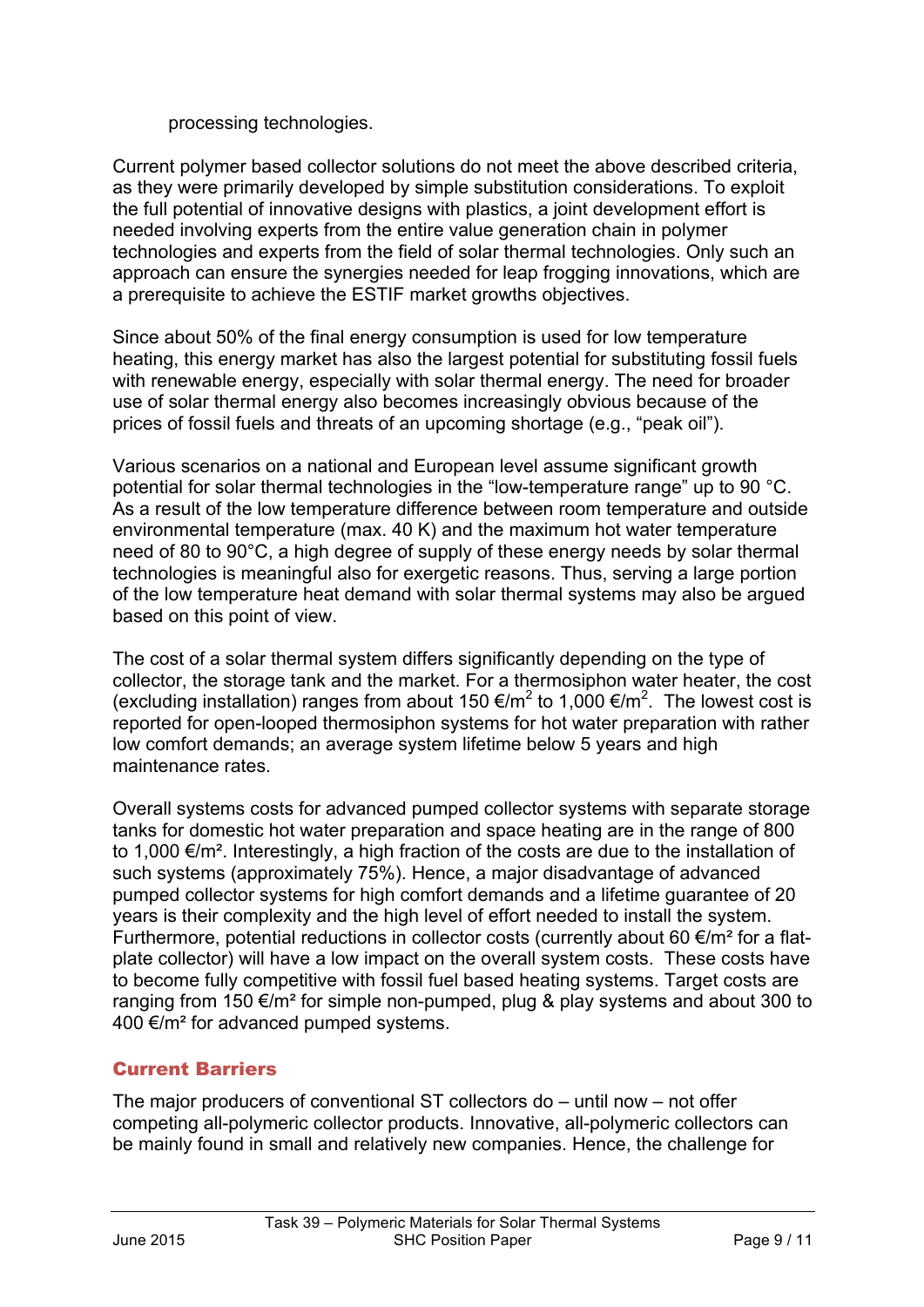processing technologies.

Current polymer based collector solutions do not meet the above described criteria, as they were primarily developed by simple substitution considerations. To exploit the full potential of innovative designs with plastics, a joint development effort is needed involving experts from the entire value generation chain in polymer technologies and experts from the field of solar thermal technologies. Only such an approach can ensure the synergies needed for leap frogging innovations, which are a prerequisite to achieve the ESTIF market growths objectives.

Since about 50% of the final energy consumption is used for low temperature heating, this energy market has also the largest potential for substituting fossil fuels with renewable energy, especially with solar thermal energy. The need for broader use of solar thermal energy also becomes increasingly obvious because of the prices of fossil fuels and threats of an upcoming shortage (e.g., "peak oil").

Various scenarios on a national and European level assume significant growth potential for solar thermal technologies in the "low-temperature range" up to 90 °C. As a result of the low temperature difference between room temperature and outside environmental temperature (max. 40 K) and the maximum hot water temperature need of 80 to 90°C, a high degree of supply of these energy needs by solar thermal technologies is meaningful also for exergetic reasons. Thus, serving a large portion of the low temperature heat demand with solar thermal systems may also be argued based on this point of view.

The cost of a solar thermal system differs significantly depending on the type of collector, the storage tank and the market. For a thermosiphon water heater, the cost (excluding installation) ranges from about 150 €/m$^2$ to 1,000 €/m$^2$. The lowest cost is reported for open-looped thermosiphon systems for hot water preparation with rather low comfort demands; an average system lifetime below 5 years and high maintenance rates.

Overall systems costs for advanced pumped collector systems with separate storage tanks for domestic hot water preparation and space heating are in the range of 800 to 1,000 €/m². Interestingly, a high fraction of the costs are due to the installation of such systems (approximately 75%). Hence, a major disadvantage of advanced pumped collector systems for high comfort demands and a lifetime guarantee of 20 years is their complexity and the high level of effort needed to install the system. Furthermore, potential reductions in collector costs (currently about 60 €/m² for a flat-plate collector) will have a low impact on the overall system costs. These costs have to become fully competitive with fossil fuel based heating systems. Target costs are ranging from 150 €/m² for simple non-pumped, plug & play systems and about 300 to 400 €/m² for advanced pumped systems.

## Current Barriers

The major producers of conventional ST collectors do – until now – not offer competing all-polymeric collector products. Innovative, all-polymeric collectors can be mainly found in small and relatively new companies. Hence, the challenge for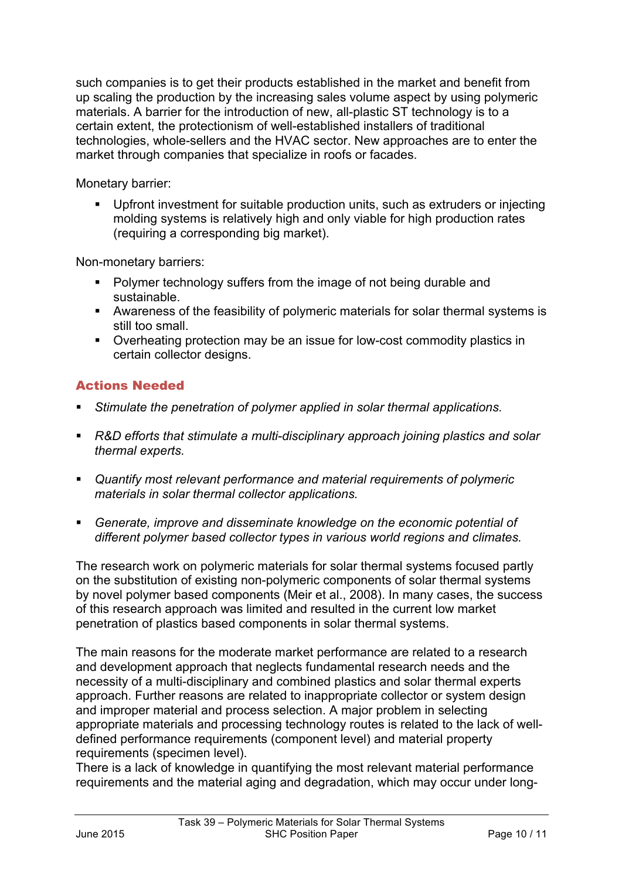such companies is to get their products established in the market and benefit from up scaling the production by the increasing sales volume aspect by using polymeric materials. A barrier for the introduction of new, all-plastic ST technology is to a certain extent, the protectionism of well-established installers of traditional technologies, whole-sellers and the HVAC sector. New approaches are to enter the market through companies that specialize in roofs or facades.

Monetary barrier:

- Upfront investment for suitable production units, such as extruders or injecting molding systems is relatively high and only viable for high production rates (requiring a corresponding big market).

Non-monetary barriers:

- Polymer technology suffers from the image of not being durable and sustainable.
- Awareness of the feasibility of polymeric materials for solar thermal systems is still too small.
- Overheating protection may be an issue for low-cost commodity plastics in certain collector designs.

## Actions Needed

- *Stimulate the penetration of polymer applied in solar thermal applications.*
- *R&D efforts that stimulate a multi-disciplinary approach joining plastics and solar thermal experts.*
- *Quantify most relevant performance and material requirements of polymeric materials in solar thermal collector applications.*
- *Generate, improve and disseminate knowledge on the economic potential of different polymer based collector types in various world regions and climates.*

The research work on polymeric materials for solar thermal systems focused partly on the substitution of existing non-polymeric components of solar thermal systems by novel polymer based components (Meir et al., 2008). In many cases, the success of this research approach was limited and resulted in the current low market penetration of plastics based components in solar thermal systems.

The main reasons for the moderate market performance are related to a research and development approach that neglects fundamental research needs and the necessity of a multi-disciplinary and combined plastics and solar thermal experts approach. Further reasons are related to inappropriate collector or system design and improper material and process selection. A major problem in selecting appropriate materials and processing technology routes is related to the lack of well-defined performance requirements (component level) and material property requirements (specimen level).
There is a lack of knowledge in quantifying the most relevant material performance requirements and the material aging and degradation, which may occur under long-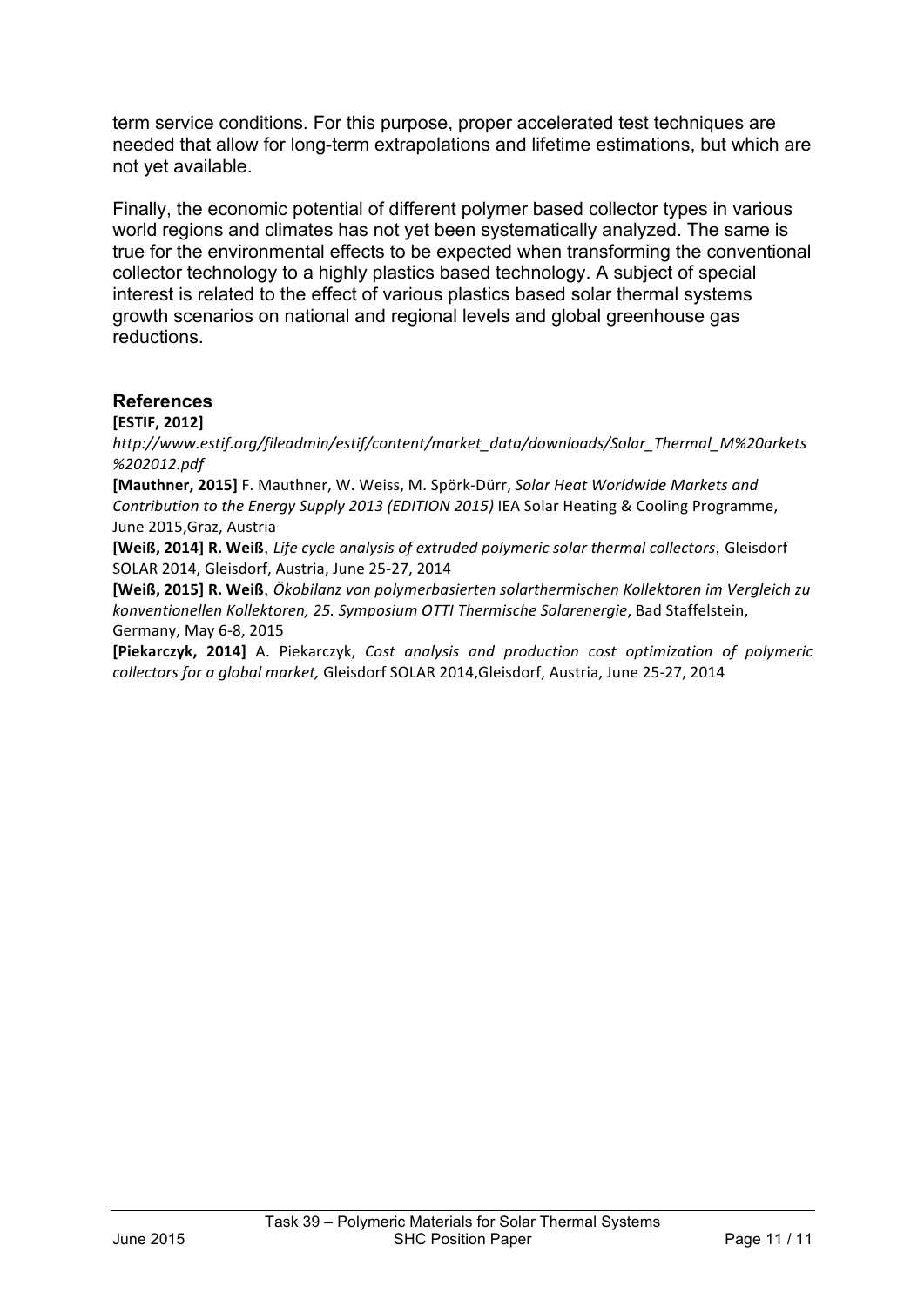term service conditions. For this purpose, proper accelerated test techniques are needed that allow for long-term extrapolations and lifetime estimations, but which are not yet available.

Finally, the economic potential of different polymer based collector types in various world regions and climates has not yet been systematically analyzed. The same is true for the environmental effects to be expected when transforming the conventional collector technology to a highly plastics based technology. A subject of special interest is related to the effect of various plastics based solar thermal systems growth scenarios on national and regional levels and global greenhouse gas reductions.

## References

**[ESTIF, 2012]**
*http://www.estif.org/fileadmin/estif/content/market_data/downloads/Solar_Thermal_M%20arkets%202012.pdf*

**[Mauthner, 2015]** F. Mauthner, W. Weiss, M. Spörk-Dürr, *Solar Heat Worldwide Markets and Contribution to the Energy Supply 2013 (EDITION 2015)* IEA Solar Heating & Cooling Programme, June 2015,Graz, Austria

**[Weiß, 2014] R. Weiß**, *Life cycle analysis of extruded polymeric solar thermal collectors*, Gleisdorf SOLAR 2014, Gleisdorf, Austria, June 25-27, 2014

**[Weiß, 2015] R. Weiß**, *Ökobilanz von polymerbasierten solarthermischen Kollektoren im Vergleich zu konventionellen Kollektoren, 25. Symposium OTTI Thermische Solarenergie*, Bad Staffelstein, Germany, May 6-8, 2015

**[Piekarczyk, 2014]** A. Piekarczyk, *Cost analysis and production cost optimization of polymeric collectors for a global market,* Gleisdorf SOLAR 2014,Gleisdorf, Austria, June 25-27, 2014